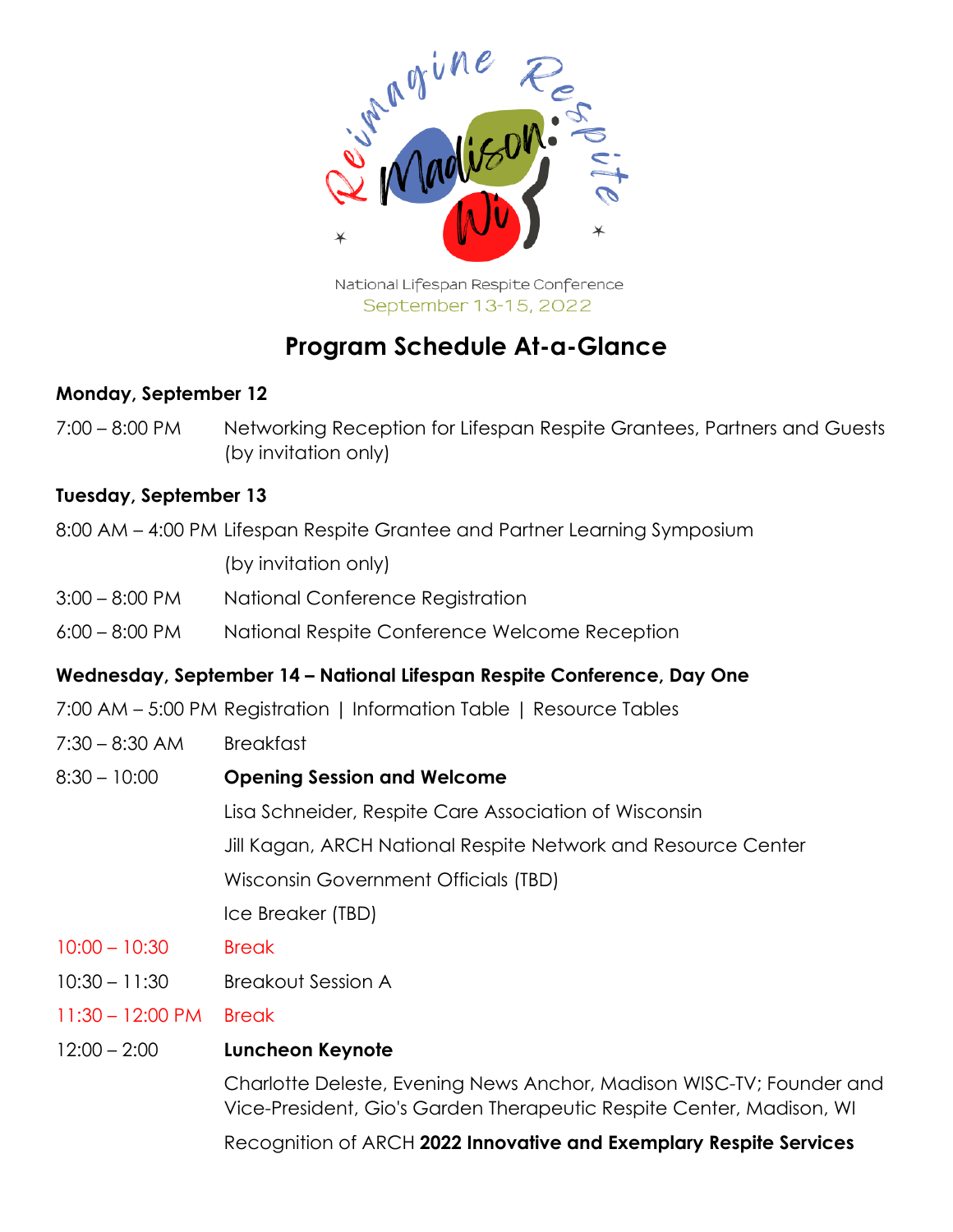Reimagine Respite: Madison, WI

National Lifespan Respite Conference
September 13-15, 2022

# Program Schedule At-a-Glance

### Monday, September 12

| | |
|---|---|
| 7:00 – 8:00 PM | Networking Reception for Lifespan Respite Grantees, Partners and Guests (by invitation only) |

### Tuesday, September 13

| | |
|---|---|
| 8:00 AM – 4:00 PM | Lifespan Respite Grantee and Partner Learning Symposium (by invitation only) |
| 3:00 – 8:00 PM | National Conference Registration |
| 6:00 – 8:00 PM | National Respite Conference Welcome Reception |

### Wednesday, September 14 – National Lifespan Respite Conference, Day One

| | |
|---|---|
| 7:00 AM – 5:00 PM | Registration \| Information Table \| Resource Tables |
| 7:30 – 8:30 AM | Breakfast |
| 8:30 – 10:00 | **Opening Session and Welcome**<br>Lisa Schneider, Respite Care Association of Wisconsin<br>Jill Kagan, ARCH National Respite Network and Resource Center<br>Wisconsin Government Officials (TBD)<br>Ice Breaker (TBD) |
| 10:00 – 10:30 | Break |
| 10:30 – 11:30 | Breakout Session A |
| 11:30 – 12:00 PM | Break |
| 12:00 – 2:00 | **Luncheon Keynote**<br>Charlotte Deleste, Evening News Anchor, Madison WISC-TV; Founder and Vice-President, Gio's Garden Therapeutic Respite Center, Madison, WI<br>Recognition of ARCH **2022 Innovative and Exemplary Respite Services** |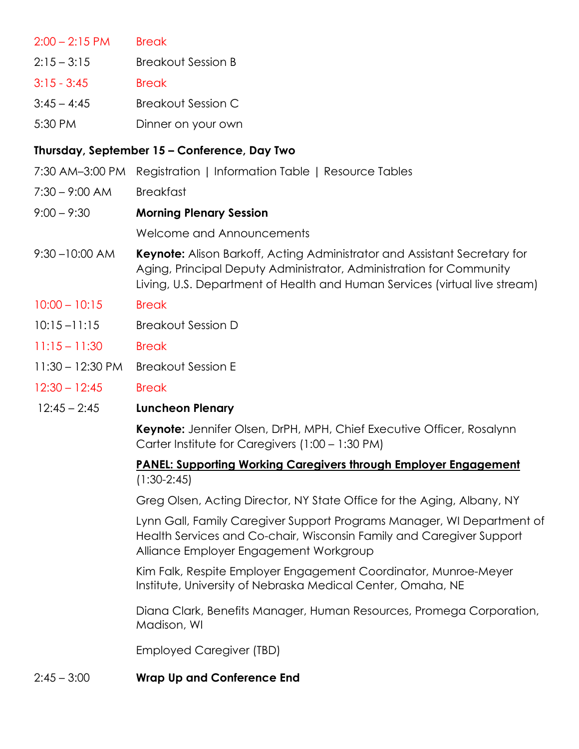| | |
|---|---|
| 2:00 – 2:15 PM | Break |
| 2:15 – 3:15 | Breakout Session B |
| 3:15 - 3:45 | Break |
| 3:45 – 4:45 | Breakout Session C |
| 5:30 PM | Dinner on your own |

**Thursday, September 15 – Conference, Day Two**

| | |
|---|---|
| 7:30 AM–3:00 PM | Registration \| Information Table \| Resource Tables |
| 7:30 – 9:00 AM | Breakfast |
| 9:00 – 9:30 | **Morning Plenary Session**<br>Welcome and Announcements |
| 9:30 –10:00 AM | **Keynote:** Alison Barkoff, Acting Administrator and Assistant Secretary for Aging, Principal Deputy Administrator, Administration for Community Living, U.S. Department of Health and Human Services (virtual live stream) |
| 10:00 – 10:15 | Break |
| 10:15 –11:15 | Breakout Session D |
| 11:15 – 11:30 | Break |
| 11:30 – 12:30 PM | Breakout Session E |
| 12:30 – 12:45 | Break |
| 12:45 – 2:45 | **Luncheon Plenary** |

**Keynote:** Jennifer Olsen, DrPH, MPH, Chief Executive Officer, Rosalynn Carter Institute for Caregivers (1:00 – 1:30 PM)

**PANEL: Supporting Working Caregivers through Employer Engagement** (1:30-2:45)

Greg Olsen, Acting Director, NY State Office for the Aging, Albany, NY

Lynn Gall, Family Caregiver Support Programs Manager, WI Department of Health Services and Co-chair, Wisconsin Family and Caregiver Support Alliance Employer Engagement Workgroup

Kim Falk, Respite Employer Engagement Coordinator, Munroe-Meyer Institute, University of Nebraska Medical Center, Omaha, NE

Diana Clark, Benefits Manager, Human Resources, Promega Corporation, Madison, WI

Employed Caregiver (TBD)

2:45 – 3:00 **Wrap Up and Conference End**